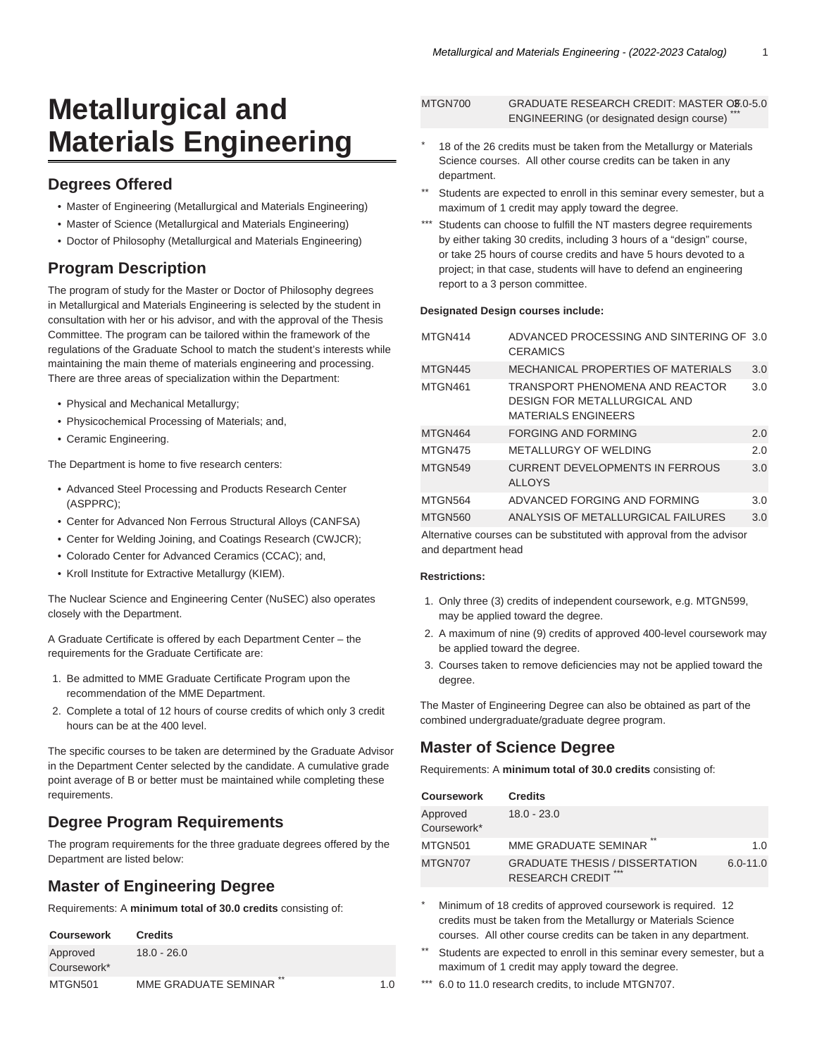# Metallurgical and Materials Engineering

## Degrees Offered

- Master of Engineering (Metallurgical and Materials Engineering)
- Master of Science (Metallurgical and Materials Engineering)
- Doctor of Philosophy (Metallurgical and Materials Engineering)

## Program Description

The program of study for the Master or Doctor of Philosophy degrees in Metallurgical and Materials Engineering is selected by the student in consultation with her or his advisor, and with the approval of the Thesis Committee. The program can be tailored within the framework of the regulations of the Graduate School to match the student's interests while maintaining the main theme of materials engineering and processing. There are three areas of specialization within the Department:

- Physical and Mechanical Metallurgy;
- Physicochemical Processing of Materials; and,
- Ceramic Engineering.

The Department is home to five research centers:

- Advanced Steel Processing and Products Research Center (ASPPRC);
- Center for Advanced Non Ferrous Structural Alloys (CANFSA)
- Center for Welding Joining, and Coatings Research (CWJCR);
- Colorado Center for Advanced Ceramics (CCAC); and,
- Kroll Institute for Extractive Metallurgy (KIEM).

The Nuclear Science and Engineering Center (NuSEC) also operates closely with the Department.

A Graduate Certificate is offered by each Department Center – the requirements for the Graduate Certificate are:

1. Be admitted to MME Graduate Certificate Program upon the recommendation of the MME Department.
2. Complete a total of 12 hours of course credits of which only 3 credit hours can be at the 400 level.

The specific courses to be taken are determined by the Graduate Advisor in the Department Center selected by the candidate. A cumulative grade point average of B or better must be maintained while completing these requirements.

## Degree Program Requirements

The program requirements for the three graduate degrees offered by the Department are listed below:

## Master of Engineering Degree

Requirements: A **minimum total of 30.0 credits** consisting of:

| Coursework | Credits | |
|---|---|---|
| Approved Coursework* | 18.0 - 26.0 | |
| MTGN501 | MME GRADUATE SEMINAR ** | 1.0 |
| MTGN700 | GRADUATE RESEARCH CREDIT: MASTER OF ENGINEERING (or designated design course) *** | 3.0-5.0 |

\* 18 of the 26 credits must be taken from the Metallurgy or Materials Science courses. All other course credits can be taken in any department.

\*\* Students are expected to enroll in this seminar every semester, but a maximum of 1 credit may apply toward the degree.

\*\*\* Students can choose to fulfill the NT masters degree requirements by either taking 30 credits, including 3 hours of a "design" course, or take 25 hours of course credits and have 5 hours devoted to a project; in that case, students will have to defend an engineering report to a 3 person committee.

**Designated Design courses include:**

| | | |
|---|---|---|
| MTGN414 | ADVANCED PROCESSING AND SINTERING OF CERAMICS | 3.0 |
| MTGN445 | MECHANICAL PROPERTIES OF MATERIALS | 3.0 |
| MTGN461 | TRANSPORT PHENOMENA AND REACTOR DESIGN FOR METALLURGICAL AND MATERIALS ENGINEERS | 3.0 |
| MTGN464 | FORGING AND FORMING | 2.0 |
| MTGN475 | METALLURGY OF WELDING | 2.0 |
| MTGN549 | CURRENT DEVELOPMENTS IN FERROUS ALLOYS | 3.0 |
| MTGN564 | ADVANCED FORGING AND FORMING | 3.0 |
| MTGN560 | ANALYSIS OF METALLURGICAL FAILURES | 3.0 |

Alternative courses can be substituted with approval from the advisor and department head

**Restrictions:**

1. Only three (3) credits of independent coursework, e.g. MTGN599, may be applied toward the degree.
2. A maximum of nine (9) credits of approved 400-level coursework may be applied toward the degree.
3. Courses taken to remove deficiencies may not be applied toward the degree.

The Master of Engineering Degree can also be obtained as part of the combined undergraduate/graduate degree program.

## Master of Science Degree

Requirements: A **minimum total of 30.0 credits** consisting of:

| Coursework | Credits | |
|---|---|---|
| Approved Coursework* | 18.0 - 23.0 | |
| MTGN501 | MME GRADUATE SEMINAR ** | 1.0 |
| MTGN707 | GRADUATE THESIS / DISSERTATION RESEARCH CREDIT *** | 6.0-11.0 |

\* Minimum of 18 credits of approved coursework is required. 12 credits must be taken from the Metallurgy or Materials Science courses. All other course credits can be taken in any department.

\*\* Students are expected to enroll in this seminar every semester, but a maximum of 1 credit may apply toward the degree.

\*\*\* 6.0 to 11.0 research credits, to include MTGN707.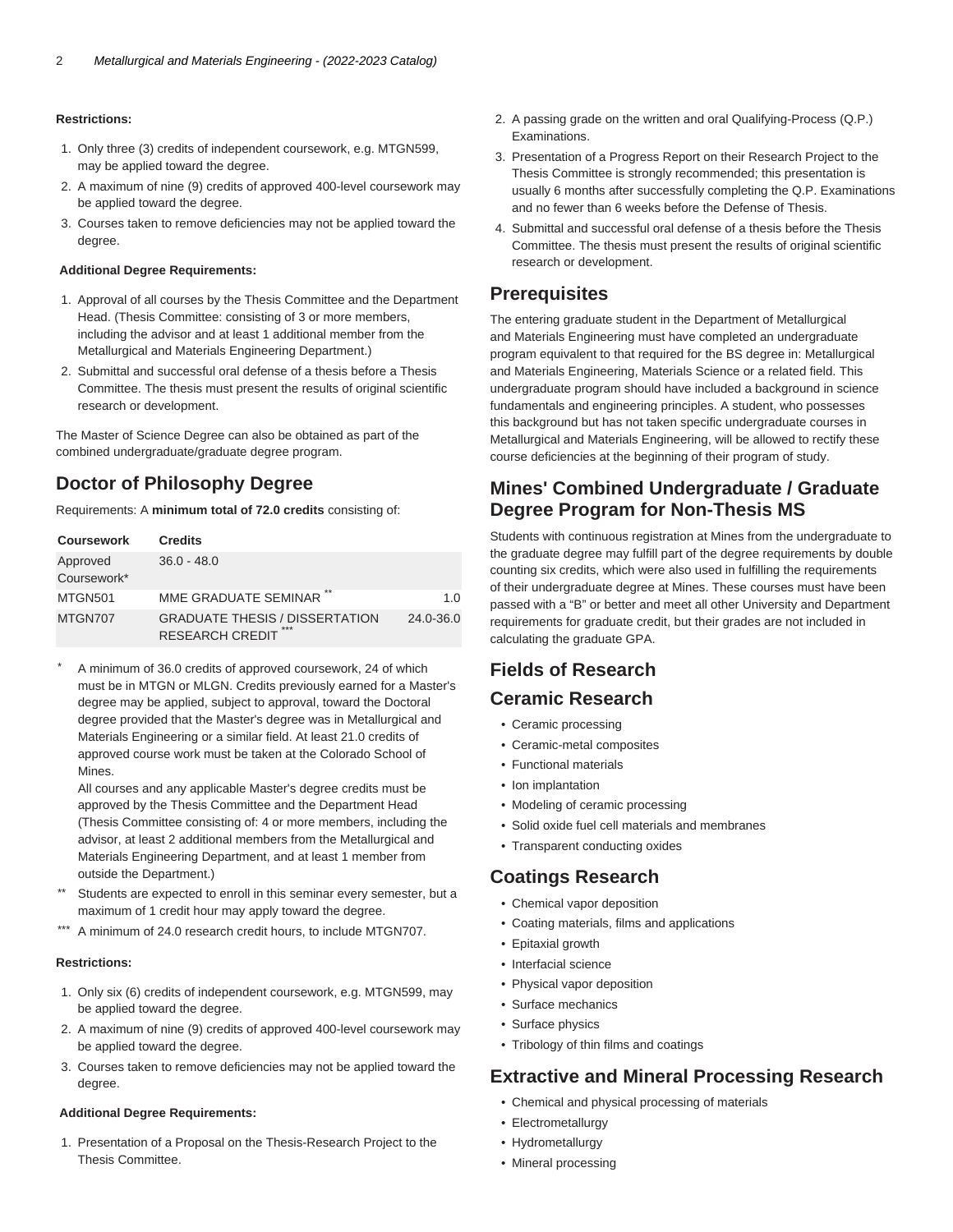**Restrictions:**

1. Only three (3) credits of independent coursework, e.g. MTGN599, may be applied toward the degree.
2. A maximum of nine (9) credits of approved 400-level coursework may be applied toward the degree.
3. Courses taken to remove deficiencies may not be applied toward the degree.

**Additional Degree Requirements:**

1. Approval of all courses by the Thesis Committee and the Department Head. (Thesis Committee: consisting of 3 or more members, including the advisor and at least 1 additional member from the Metallurgical and Materials Engineering Department.)
2. Submittal and successful oral defense of a thesis before a Thesis Committee. The thesis must present the results of original scientific research or development.

The Master of Science Degree can also be obtained as part of the combined undergraduate/graduate degree program.

## Doctor of Philosophy Degree

Requirements: A **minimum total of 72.0 credits** consisting of:

| Coursework | Credits | |
|---|---|---|
| Approved Coursework* | 36.0 - 48.0 | |
| MTGN501 | MME GRADUATE SEMINAR ** | 1.0 |
| MTGN707 | GRADUATE THESIS / DISSERTATION RESEARCH CREDIT *** | 24.0-36.0 |

\* A minimum of 36.0 credits of approved coursework, 24 of which must be in MTGN or MLGN. Credits previously earned for a Master's degree may be applied, subject to approval, toward the Doctoral degree provided that the Master's degree was in Metallurgical and Materials Engineering or a similar field. At least 21.0 credits of approved course work must be taken at the Colorado School of Mines.
All courses and any applicable Master's degree credits must be approved by the Thesis Committee and the Department Head (Thesis Committee consisting of: 4 or more members, including the advisor, at least 2 additional members from the Metallurgical and Materials Engineering Department, and at least 1 member from outside the Department.)

\** Students are expected to enroll in this seminar every semester, but a maximum of 1 credit hour may apply toward the degree.

\*** A minimum of 24.0 research credit hours, to include MTGN707.

**Restrictions:**

1. Only six (6) credits of independent coursework, e.g. MTGN599, may be applied toward the degree.
2. A maximum of nine (9) credits of approved 400-level coursework may be applied toward the degree.
3. Courses taken to remove deficiencies may not be applied toward the degree.

**Additional Degree Requirements:**

1. Presentation of a Proposal on the Thesis-Research Project to the Thesis Committee.
2. A passing grade on the written and oral Qualifying-Process (Q.P.) Examinations.
3. Presentation of a Progress Report on their Research Project to the Thesis Committee is strongly recommended; this presentation is usually 6 months after successfully completing the Q.P. Examinations and no fewer than 6 weeks before the Defense of Thesis.
4. Submittal and successful oral defense of a thesis before the Thesis Committee. The thesis must present the results of original scientific research or development.

## Prerequisites

The entering graduate student in the Department of Metallurgical and Materials Engineering must have completed an undergraduate program equivalent to that required for the BS degree in: Metallurgical and Materials Engineering, Materials Science or a related field. This undergraduate program should have included a background in science fundamentals and engineering principles. A student, who possesses this background but has not taken specific undergraduate courses in Metallurgical and Materials Engineering, will be allowed to rectify these course deficiencies at the beginning of their program of study.

## Mines' Combined Undergraduate / Graduate Degree Program for Non-Thesis MS

Students with continuous registration at Mines from the undergraduate to the graduate degree may fulfill part of the degree requirements by double counting six credits, which were also used in fulfilling the requirements of their undergraduate degree at Mines. These courses must have been passed with a "B" or better and meet all other University and Department requirements for graduate credit, but their grades are not included in calculating the graduate GPA.

## Fields of Research

## Ceramic Research

- Ceramic processing
- Ceramic-metal composites
- Functional materials
- Ion implantation
- Modeling of ceramic processing
- Solid oxide fuel cell materials and membranes
- Transparent conducting oxides

## Coatings Research

- Chemical vapor deposition
- Coating materials, films and applications
- Epitaxial growth
- Interfacial science
- Physical vapor deposition
- Surface mechanics
- Surface physics
- Tribology of thin films and coatings

## Extractive and Mineral Processing Research

- Chemical and physical processing of materials
- Electrometallurgy
- Hydrometallurgy
- Mineral processing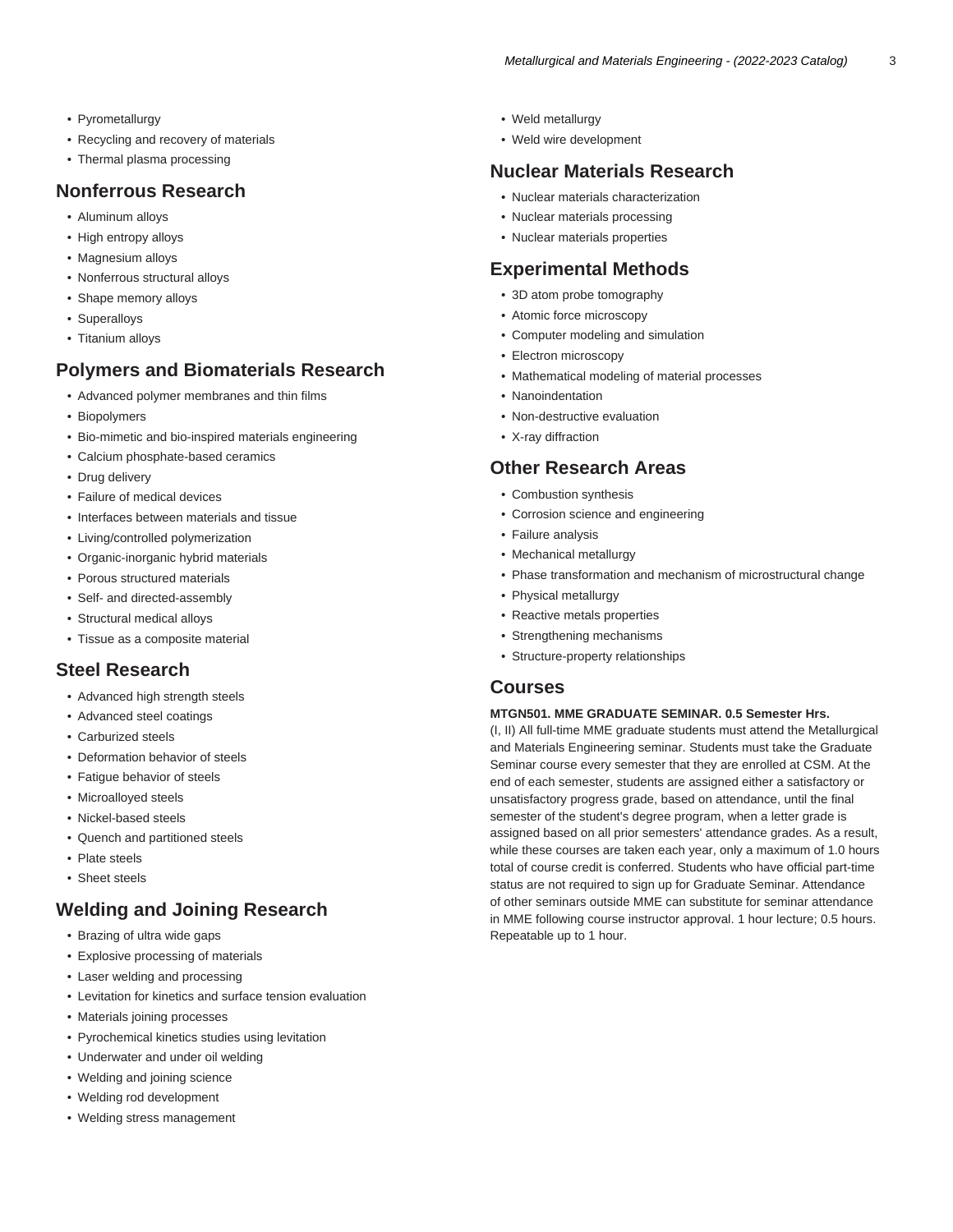- Pyrometallurgy
- Recycling and recovery of materials
- Thermal plasma processing

## Nonferrous Research

- Aluminum alloys
- High entropy alloys
- Magnesium alloys
- Nonferrous structural alloys
- Shape memory alloys
- Superalloys
- Titanium alloys

## Polymers and Biomaterials Research

- Advanced polymer membranes and thin films
- Biopolymers
- Bio-mimetic and bio-inspired materials engineering
- Calcium phosphate-based ceramics
- Drug delivery
- Failure of medical devices
- Interfaces between materials and tissue
- Living/controlled polymerization
- Organic-inorganic hybrid materials
- Porous structured materials
- Self- and directed-assembly
- Structural medical alloys
- Tissue as a composite material

## Steel Research

- Advanced high strength steels
- Advanced steel coatings
- Carburized steels
- Deformation behavior of steels
- Fatigue behavior of steels
- Microalloyed steels
- Nickel-based steels
- Quench and partitioned steels
- Plate steels
- Sheet steels

## Welding and Joining Research

- Brazing of ultra wide gaps
- Explosive processing of materials
- Laser welding and processing
- Levitation for kinetics and surface tension evaluation
- Materials joining processes
- Pyrochemical kinetics studies using levitation
- Underwater and under oil welding
- Welding and joining science
- Welding rod development
- Welding stress management
- Weld metallurgy
- Weld wire development

## Nuclear Materials Research

- Nuclear materials characterization
- Nuclear materials processing
- Nuclear materials properties

## Experimental Methods

- 3D atom probe tomography
- Atomic force microscopy
- Computer modeling and simulation
- Electron microscopy
- Mathematical modeling of material processes
- Nanoindentation
- Non-destructive evaluation
- X-ray diffraction

## Other Research Areas

- Combustion synthesis
- Corrosion science and engineering
- Failure analysis
- Mechanical metallurgy
- Phase transformation and mechanism of microstructural change
- Physical metallurgy
- Reactive metals properties
- Strengthening mechanisms
- Structure-property relationships

## Courses

**MTGN501. MME GRADUATE SEMINAR. 0.5 Semester Hrs.**

(I, II) All full-time MME graduate students must attend the Metallurgical and Materials Engineering seminar. Students must take the Graduate Seminar course every semester that they are enrolled at CSM. At the end of each semester, students are assigned either a satisfactory or unsatisfactory progress grade, based on attendance, until the final semester of the student's degree program, when a letter grade is assigned based on all prior semesters' attendance grades. As a result, while these courses are taken each year, only a maximum of 1.0 hours total of course credit is conferred. Students who have official part-time status are not required to sign up for Graduate Seminar. Attendance of other seminars outside MME can substitute for seminar attendance in MME following course instructor approval. 1 hour lecture; 0.5 hours. Repeatable up to 1 hour.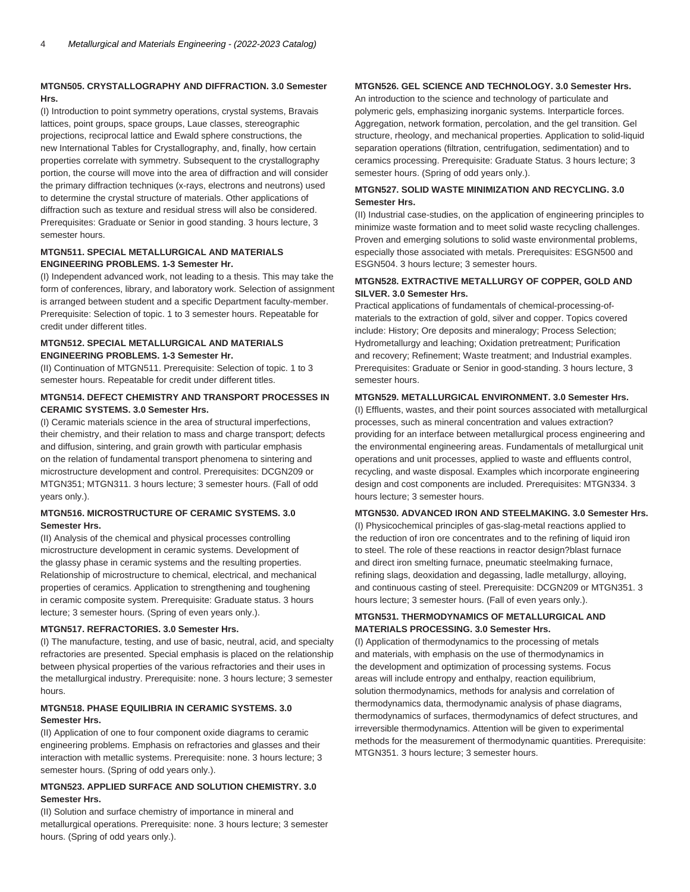**MTGN505. CRYSTALLOGRAPHY AND DIFFRACTION. 3.0 Semester Hrs.**

(I) Introduction to point symmetry operations, crystal systems, Bravais lattices, point groups, space groups, Laue classes, stereographic projections, reciprocal lattice and Ewald sphere constructions, the new International Tables for Crystallography, and, finally, how certain properties correlate with symmetry. Subsequent to the crystallography portion, the course will move into the area of diffraction and will consider the primary diffraction techniques (x-rays, electrons and neutrons) used to determine the crystal structure of materials. Other applications of diffraction such as texture and residual stress will also be considered. Prerequisites: Graduate or Senior in good standing. 3 hours lecture, 3 semester hours.

**MTGN511. SPECIAL METALLURGICAL AND MATERIALS ENGINEERING PROBLEMS. 1-3 Semester Hr.**

(I) Independent advanced work, not leading to a thesis. This may take the form of conferences, library, and laboratory work. Selection of assignment is arranged between student and a specific Department faculty-member. Prerequisite: Selection of topic. 1 to 3 semester hours. Repeatable for credit under different titles.

**MTGN512. SPECIAL METALLURGICAL AND MATERIALS ENGINEERING PROBLEMS. 1-3 Semester Hr.**

(II) Continuation of MTGN511. Prerequisite: Selection of topic. 1 to 3 semester hours. Repeatable for credit under different titles.

**MTGN514. DEFECT CHEMISTRY AND TRANSPORT PROCESSES IN CERAMIC SYSTEMS. 3.0 Semester Hrs.**

(I) Ceramic materials science in the area of structural imperfections, their chemistry, and their relation to mass and charge transport; defects and diffusion, sintering, and grain growth with particular emphasis on the relation of fundamental transport phenomena to sintering and microstructure development and control. Prerequisites: DCGN209 or MTGN351; MTGN311. 3 hours lecture; 3 semester hours. (Fall of odd years only.).

**MTGN516. MICROSTRUCTURE OF CERAMIC SYSTEMS. 3.0 Semester Hrs.**

(II) Analysis of the chemical and physical processes controlling microstructure development in ceramic systems. Development of the glassy phase in ceramic systems and the resulting properties. Relationship of microstructure to chemical, electrical, and mechanical properties of ceramics. Application to strengthening and toughening in ceramic composite system. Prerequisite: Graduate status. 3 hours lecture; 3 semester hours. (Spring of even years only.).

**MTGN517. REFRACTORIES. 3.0 Semester Hrs.**

(I) The manufacture, testing, and use of basic, neutral, acid, and specialty refractories are presented. Special emphasis is placed on the relationship between physical properties of the various refractories and their uses in the metallurgical industry. Prerequisite: none. 3 hours lecture; 3 semester hours.

**MTGN518. PHASE EQUILIBRIA IN CERAMIC SYSTEMS. 3.0 Semester Hrs.**

(II) Application of one to four component oxide diagrams to ceramic engineering problems. Emphasis on refractories and glasses and their interaction with metallic systems. Prerequisite: none. 3 hours lecture; 3 semester hours. (Spring of odd years only.).

**MTGN523. APPLIED SURFACE AND SOLUTION CHEMISTRY. 3.0 Semester Hrs.**

(II) Solution and surface chemistry of importance in mineral and metallurgical operations. Prerequisite: none. 3 hours lecture; 3 semester hours. (Spring of odd years only.).

**MTGN526. GEL SCIENCE AND TECHNOLOGY. 3.0 Semester Hrs.**

An introduction to the science and technology of particulate and polymeric gels, emphasizing inorganic systems. Interparticle forces. Aggregation, network formation, percolation, and the gel transition. Gel structure, rheology, and mechanical properties. Application to solid-liquid separation operations (filtration, centrifugation, sedimentation) and to ceramics processing. Prerequisite: Graduate Status. 3 hours lecture; 3 semester hours. (Spring of odd years only.).

**MTGN527. SOLID WASTE MINIMIZATION AND RECYCLING. 3.0 Semester Hrs.**

(II) Industrial case-studies, on the application of engineering principles to minimize waste formation and to meet solid waste recycling challenges. Proven and emerging solutions to solid waste environmental problems, especially those associated with metals. Prerequisites: ESGN500 and ESGN504. 3 hours lecture; 3 semester hours.

**MTGN528. EXTRACTIVE METALLURGY OF COPPER, GOLD AND SILVER. 3.0 Semester Hrs.**

Practical applications of fundamentals of chemical-processing-of-materials to the extraction of gold, silver and copper. Topics covered include: History; Ore deposits and mineralogy; Process Selection; Hydrometallurgy and leaching; Oxidation pretreatment; Purification and recovery; Refinement; Waste treatment; and Industrial examples. Prerequisites: Graduate or Senior in good-standing. 3 hours lecture, 3 semester hours.

**MTGN529. METALLURGICAL ENVIRONMENT. 3.0 Semester Hrs.**

(I) Effluents, wastes, and their point sources associated with metallurgical processes, such as mineral concentration and values extraction? providing for an interface between metallurgical process engineering and the environmental engineering areas. Fundamentals of metallurgical unit operations and unit processes, applied to waste and effluents control, recycling, and waste disposal. Examples which incorporate engineering design and cost components are included. Prerequisites: MTGN334. 3 hours lecture; 3 semester hours.

**MTGN530. ADVANCED IRON AND STEELMAKING. 3.0 Semester Hrs.**

(I) Physicochemical principles of gas-slag-metal reactions applied to the reduction of iron ore concentrates and to the refining of liquid iron to steel. The role of these reactions in reactor design?blast furnace and direct iron smelting furnace, pneumatic steelmaking furnace, refining slags, deoxidation and degassing, ladle metallurgy, alloying, and continuous casting of steel. Prerequisite: DCGN209 or MTGN351. 3 hours lecture; 3 semester hours. (Fall of even years only.).

**MTGN531. THERMODYNAMICS OF METALLURGICAL AND MATERIALS PROCESSING. 3.0 Semester Hrs.**

(I) Application of thermodynamics to the processing of metals and materials, with emphasis on the use of thermodynamics in the development and optimization of processing systems. Focus areas will include entropy and enthalpy, reaction equilibrium, solution thermodynamics, methods for analysis and correlation of thermodynamics data, thermodynamic analysis of phase diagrams, thermodynamics of surfaces, thermodynamics of defect structures, and irreversible thermodynamics. Attention will be given to experimental methods for the measurement of thermodynamic quantities. Prerequisite: MTGN351. 3 hours lecture; 3 semester hours.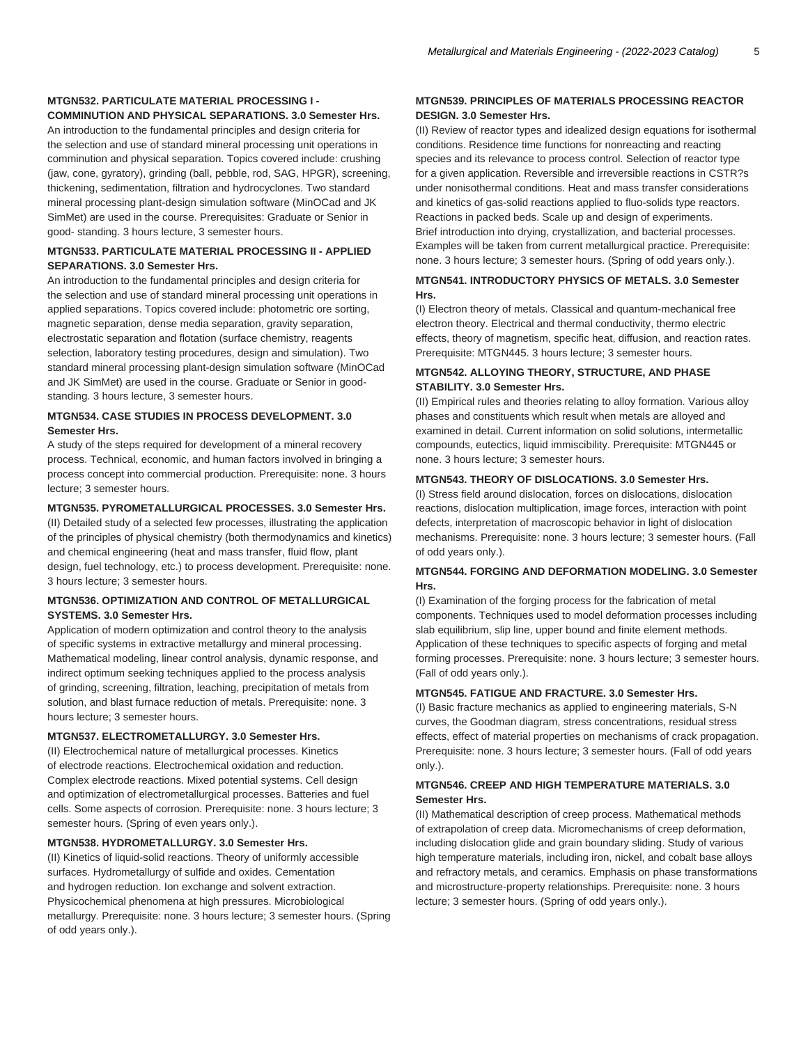#### MTGN532. PARTICULATE MATERIAL PROCESSING I - COMMINUTION AND PHYSICAL SEPARATIONS. 3.0 Semester Hrs.

An introduction to the fundamental principles and design criteria for the selection and use of standard mineral processing unit operations in comminution and physical separation. Topics covered include: crushing (jaw, cone, gyratory), grinding (ball, pebble, rod, SAG, HPGR), screening, thickening, sedimentation, filtration and hydrocyclones. Two standard mineral processing plant-design simulation software (MinOCad and JK SimMet) are used in the course. Prerequisites: Graduate or Senior in good- standing. 3 hours lecture, 3 semester hours.

#### MTGN533. PARTICULATE MATERIAL PROCESSING II - APPLIED SEPARATIONS. 3.0 Semester Hrs.

An introduction to the fundamental principles and design criteria for the selection and use of standard mineral processing unit operations in applied separations. Topics covered include: photometric ore sorting, magnetic separation, dense media separation, gravity separation, electrostatic separation and flotation (surface chemistry, reagents selection, laboratory testing procedures, design and simulation). Two standard mineral processing plant-design simulation software (MinOCad and JK SimMet) are used in the course. Graduate or Senior in good-standing. 3 hours lecture, 3 semester hours.

#### MTGN534. CASE STUDIES IN PROCESS DEVELOPMENT. 3.0 Semester Hrs.

A study of the steps required for development of a mineral recovery process. Technical, economic, and human factors involved in bringing a process concept into commercial production. Prerequisite: none. 3 hours lecture; 3 semester hours.

#### MTGN535. PYROMETALLURGICAL PROCESSES. 3.0 Semester Hrs.

(II) Detailed study of a selected few processes, illustrating the application of the principles of physical chemistry (both thermodynamics and kinetics) and chemical engineering (heat and mass transfer, fluid flow, plant design, fuel technology, etc.) to process development. Prerequisite: none. 3 hours lecture; 3 semester hours.

#### MTGN536. OPTIMIZATION AND CONTROL OF METALLURGICAL SYSTEMS. 3.0 Semester Hrs.

Application of modern optimization and control theory to the analysis of specific systems in extractive metallurgy and mineral processing. Mathematical modeling, linear control analysis, dynamic response, and indirect optimum seeking techniques applied to the process analysis of grinding, screening, filtration, leaching, precipitation of metals from solution, and blast furnace reduction of metals. Prerequisite: none. 3 hours lecture; 3 semester hours.

#### MTGN537. ELECTROMETALLURGY. 3.0 Semester Hrs.

(II) Electrochemical nature of metallurgical processes. Kinetics of electrode reactions. Electrochemical oxidation and reduction. Complex electrode reactions. Mixed potential systems. Cell design and optimization of electrometallurgical processes. Batteries and fuel cells. Some aspects of corrosion. Prerequisite: none. 3 hours lecture; 3 semester hours. (Spring of even years only.).

#### MTGN538. HYDROMETALLURGY. 3.0 Semester Hrs.

(II) Kinetics of liquid-solid reactions. Theory of uniformly accessible surfaces. Hydrometallurgy of sulfide and oxides. Cementation and hydrogen reduction. Ion exchange and solvent extraction. Physicochemical phenomena at high pressures. Microbiological metallurgy. Prerequisite: none. 3 hours lecture; 3 semester hours. (Spring of odd years only.).

#### MTGN539. PRINCIPLES OF MATERIALS PROCESSING REACTOR DESIGN. 3.0 Semester Hrs.

(II) Review of reactor types and idealized design equations for isothermal conditions. Residence time functions for nonreacting and reacting species and its relevance to process control. Selection of reactor type for a given application. Reversible and irreversible reactions in CSTR?s under nonisothermal conditions. Heat and mass transfer considerations and kinetics of gas-solid reactions applied to fluo-solids type reactors. Reactions in packed beds. Scale up and design of experiments. Brief introduction into drying, crystallization, and bacterial processes. Examples will be taken from current metallurgical practice. Prerequisite: none. 3 hours lecture; 3 semester hours. (Spring of odd years only.).

#### MTGN541. INTRODUCTORY PHYSICS OF METALS. 3.0 Semester Hrs.

(I) Electron theory of metals. Classical and quantum-mechanical free electron theory. Electrical and thermal conductivity, thermo electric effects, theory of magnetism, specific heat, diffusion, and reaction rates. Prerequisite: MTGN445. 3 hours lecture; 3 semester hours.

#### MTGN542. ALLOYING THEORY, STRUCTURE, AND PHASE STABILITY. 3.0 Semester Hrs.

(II) Empirical rules and theories relating to alloy formation. Various alloy phases and constituents which result when metals are alloyed and examined in detail. Current information on solid solutions, intermetallic compounds, eutectics, liquid immiscibility. Prerequisite: MTGN445 or none. 3 hours lecture; 3 semester hours.

#### MTGN543. THEORY OF DISLOCATIONS. 3.0 Semester Hrs.

(I) Stress field around dislocation, forces on dislocations, dislocation reactions, dislocation multiplication, image forces, interaction with point defects, interpretation of macroscopic behavior in light of dislocation mechanisms. Prerequisite: none. 3 hours lecture; 3 semester hours. (Fall of odd years only.).

#### MTGN544. FORGING AND DEFORMATION MODELING. 3.0 Semester Hrs.

(I) Examination of the forging process for the fabrication of metal components. Techniques used to model deformation processes including slab equilibrium, slip line, upper bound and finite element methods. Application of these techniques to specific aspects of forging and metal forming processes. Prerequisite: none. 3 hours lecture; 3 semester hours. (Fall of odd years only.).

#### MTGN545. FATIGUE AND FRACTURE. 3.0 Semester Hrs.

(I) Basic fracture mechanics as applied to engineering materials, S-N curves, the Goodman diagram, stress concentrations, residual stress effects, effect of material properties on mechanisms of crack propagation. Prerequisite: none. 3 hours lecture; 3 semester hours. (Fall of odd years only.).

#### MTGN546. CREEP AND HIGH TEMPERATURE MATERIALS. 3.0 Semester Hrs.

(II) Mathematical description of creep process. Mathematical methods of extrapolation of creep data. Micromechanisms of creep deformation, including dislocation glide and grain boundary sliding. Study of various high temperature materials, including iron, nickel, and cobalt base alloys and refractory metals, and ceramics. Emphasis on phase transformations and microstructure-property relationships. Prerequisite: none. 3 hours lecture; 3 semester hours. (Spring of odd years only.).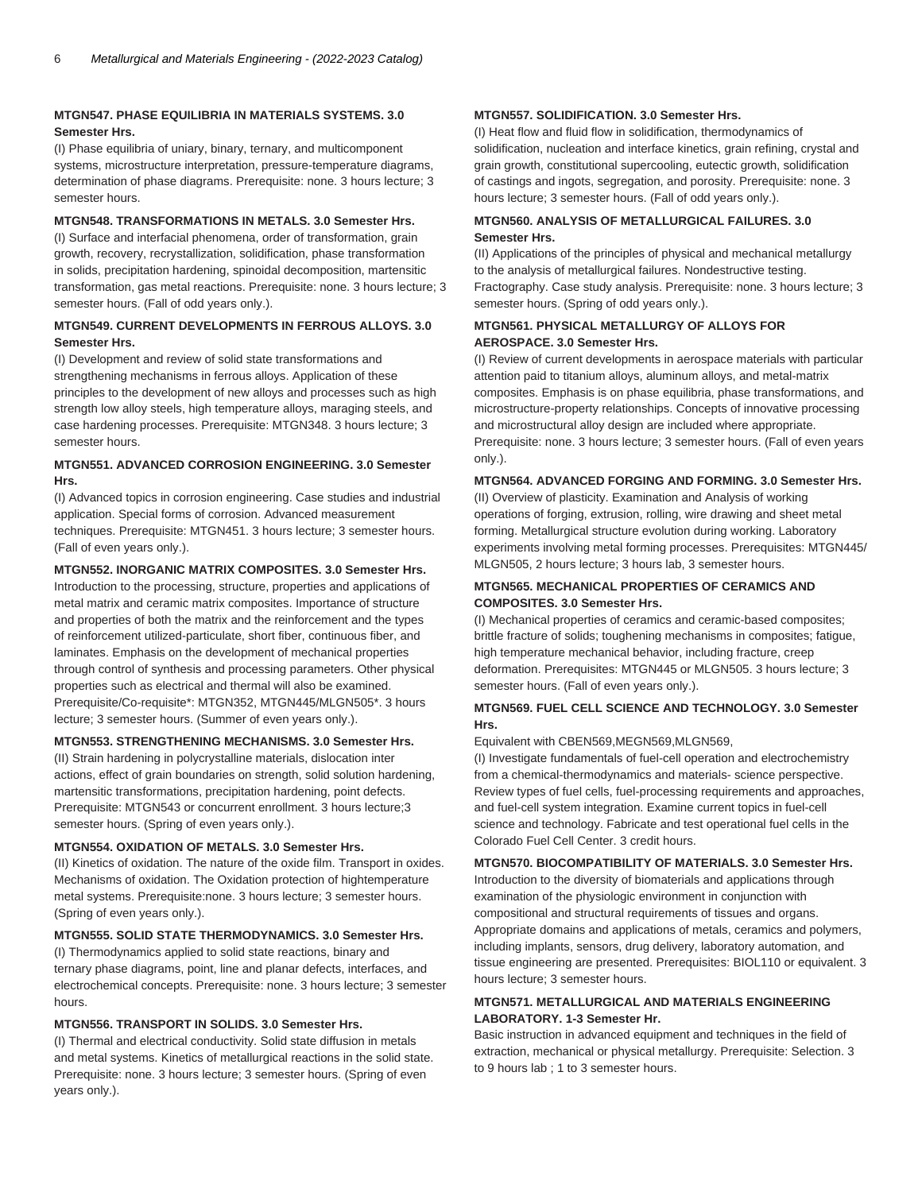#### MTGN547. PHASE EQUILIBRIA IN MATERIALS SYSTEMS. 3.0 Semester Hrs.

(I) Phase equilibria of uniary, binary, ternary, and multicomponent systems, microstructure interpretation, pressure-temperature diagrams, determination of phase diagrams. Prerequisite: none. 3 hours lecture; 3 semester hours.

#### MTGN548. TRANSFORMATIONS IN METALS. 3.0 Semester Hrs.

(I) Surface and interfacial phenomena, order of transformation, grain growth, recovery, recrystallization, solidification, phase transformation in solids, precipitation hardening, spinoidal decomposition, martensitic transformation, gas metal reactions. Prerequisite: none. 3 hours lecture; 3 semester hours. (Fall of odd years only.).

#### MTGN549. CURRENT DEVELOPMENTS IN FERROUS ALLOYS. 3.0 Semester Hrs.

(I) Development and review of solid state transformations and strengthening mechanisms in ferrous alloys. Application of these principles to the development of new alloys and processes such as high strength low alloy steels, high temperature alloys, maraging steels, and case hardening processes. Prerequisite: MTGN348. 3 hours lecture; 3 semester hours.

#### MTGN551. ADVANCED CORROSION ENGINEERING. 3.0 Semester Hrs.

(I) Advanced topics in corrosion engineering. Case studies and industrial application. Special forms of corrosion. Advanced measurement techniques. Prerequisite: MTGN451. 3 hours lecture; 3 semester hours. (Fall of even years only.).

#### MTGN552. INORGANIC MATRIX COMPOSITES. 3.0 Semester Hrs.

Introduction to the processing, structure, properties and applications of metal matrix and ceramic matrix composites. Importance of structure and properties of both the matrix and the reinforcement and the types of reinforcement utilized-particulate, short fiber, continuous fiber, and laminates. Emphasis on the development of mechanical properties through control of synthesis and processing parameters. Other physical properties such as electrical and thermal will also be examined. Prerequisite/Co-requisite*: MTGN352, MTGN445/MLGN505*. 3 hours lecture; 3 semester hours. (Summer of even years only.).

#### MTGN553. STRENGTHENING MECHANISMS. 3.0 Semester Hrs.

(II) Strain hardening in polycrystalline materials, dislocation inter actions, effect of grain boundaries on strength, solid solution hardening, martensitic transformations, precipitation hardening, point defects. Prerequisite: MTGN543 or concurrent enrollment. 3 hours lecture;3 semester hours. (Spring of even years only.).

#### MTGN554. OXIDATION OF METALS. 3.0 Semester Hrs.

(II) Kinetics of oxidation. The nature of the oxide film. Transport in oxides. Mechanisms of oxidation. The Oxidation protection of hightemperature metal systems. Prerequisite:none. 3 hours lecture; 3 semester hours. (Spring of even years only.).

#### MTGN555. SOLID STATE THERMODYNAMICS. 3.0 Semester Hrs.

(I) Thermodynamics applied to solid state reactions, binary and ternary phase diagrams, point, line and planar defects, interfaces, and electrochemical concepts. Prerequisite: none. 3 hours lecture; 3 semester hours.

#### MTGN556. TRANSPORT IN SOLIDS. 3.0 Semester Hrs.

(I) Thermal and electrical conductivity. Solid state diffusion in metals and metal systems. Kinetics of metallurgical reactions in the solid state. Prerequisite: none. 3 hours lecture; 3 semester hours. (Spring of even years only.).

#### MTGN557. SOLIDIFICATION. 3.0 Semester Hrs.

(I) Heat flow and fluid flow in solidification, thermodynamics of solidification, nucleation and interface kinetics, grain refining, crystal and grain growth, constitutional supercooling, eutectic growth, solidification of castings and ingots, segregation, and porosity. Prerequisite: none. 3 hours lecture; 3 semester hours. (Fall of odd years only.).

#### MTGN560. ANALYSIS OF METALLURGICAL FAILURES. 3.0 Semester Hrs.

(II) Applications of the principles of physical and mechanical metallurgy to the analysis of metallurgical failures. Nondestructive testing. Fractography. Case study analysis. Prerequisite: none. 3 hours lecture; 3 semester hours. (Spring of odd years only.).

#### MTGN561. PHYSICAL METALLURGY OF ALLOYS FOR AEROSPACE. 3.0 Semester Hrs.

(I) Review of current developments in aerospace materials with particular attention paid to titanium alloys, aluminum alloys, and metal-matrix composites. Emphasis is on phase equilibria, phase transformations, and microstructure-property relationships. Concepts of innovative processing and microstructural alloy design are included where appropriate. Prerequisite: none. 3 hours lecture; 3 semester hours. (Fall of even years only.).

#### MTGN564. ADVANCED FORGING AND FORMING. 3.0 Semester Hrs.

(II) Overview of plasticity. Examination and Analysis of working operations of forging, extrusion, rolling, wire drawing and sheet metal forming. Metallurgical structure evolution during working. Laboratory experiments involving metal forming processes. Prerequisites: MTGN445/MLGN505, 2 hours lecture; 3 hours lab, 3 semester hours.

#### MTGN565. MECHANICAL PROPERTIES OF CERAMICS AND COMPOSITES. 3.0 Semester Hrs.

(I) Mechanical properties of ceramics and ceramic-based composites; brittle fracture of solids; toughening mechanisms in composites; fatigue, high temperature mechanical behavior, including fracture, creep deformation. Prerequisites: MTGN445 or MLGN505. 3 hours lecture; 3 semester hours. (Fall of even years only.).

#### MTGN569. FUEL CELL SCIENCE AND TECHNOLOGY. 3.0 Semester Hrs.

Equivalent with CBEN569,MEGN569,MLGN569,

(I) Investigate fundamentals of fuel-cell operation and electrochemistry from a chemical-thermodynamics and materials- science perspective. Review types of fuel cells, fuel-processing requirements and approaches, and fuel-cell system integration. Examine current topics in fuel-cell science and technology. Fabricate and test operational fuel cells in the Colorado Fuel Cell Center. 3 credit hours.

#### MTGN570. BIOCOMPATIBILITY OF MATERIALS. 3.0 Semester Hrs.

Introduction to the diversity of biomaterials and applications through examination of the physiologic environment in conjunction with compositional and structural requirements of tissues and organs. Appropriate domains and applications of metals, ceramics and polymers, including implants, sensors, drug delivery, laboratory automation, and tissue engineering are presented. Prerequisites: BIOL110 or equivalent. 3 hours lecture; 3 semester hours.

#### MTGN571. METALLURGICAL AND MATERIALS ENGINEERING LABORATORY. 1-3 Semester Hr.

Basic instruction in advanced equipment and techniques in the field of extraction, mechanical or physical metallurgy. Prerequisite: Selection. 3 to 9 hours lab ; 1 to 3 semester hours.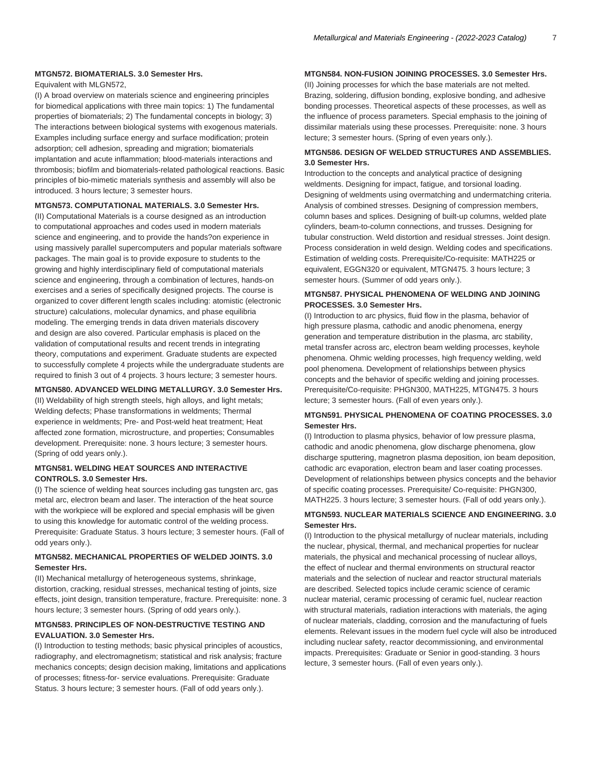#### MTGN572. BIOMATERIALS. 3.0 Semester Hrs.

Equivalent with MLGN572,

(I) A broad overview on materials science and engineering principles for biomedical applications with three main topics: 1) The fundamental properties of biomaterials; 2) The fundamental concepts in biology; 3) The interactions between biological systems with exogenous materials. Examples including surface energy and surface modification; protein adsorption; cell adhesion, spreading and migration; biomaterials implantation and acute inflammation; blood-materials interactions and thrombosis; biofilm and biomaterials-related pathological reactions. Basic principles of bio-mimetic materials synthesis and assembly will also be introduced. 3 hours lecture; 3 semester hours.

#### MTGN573. COMPUTATIONAL MATERIALS. 3.0 Semester Hrs.

(II) Computational Materials is a course designed as an introduction to computational approaches and codes used in modern materials science and engineering, and to provide the hands?on experience in using massively parallel supercomputers and popular materials software packages. The main goal is to provide exposure to students to the growing and highly interdisciplinary field of computational materials science and engineering, through a combination of lectures, hands-on exercises and a series of specifically designed projects. The course is organized to cover different length scales including: atomistic (electronic structure) calculations, molecular dynamics, and phase equilibria modeling. The emerging trends in data driven materials discovery and design are also covered. Particular emphasis is placed on the validation of computational results and recent trends in integrating theory, computations and experiment. Graduate students are expected to successfully complete 4 projects while the undergraduate students are required to finish 3 out of 4 projects. 3 hours lecture; 3 semester hours.

#### MTGN580. ADVANCED WELDING METALLURGY. 3.0 Semester Hrs.

(II) Weldability of high strength steels, high alloys, and light metals; Welding defects; Phase transformations in weldments; Thermal experience in weldments; Pre- and Post-weld heat treatment; Heat affected zone formation, microstructure, and properties; Consumables development. Prerequisite: none. 3 hours lecture; 3 semester hours. (Spring of odd years only.).

#### MTGN581. WELDING HEAT SOURCES AND INTERACTIVE CONTROLS. 3.0 Semester Hrs.

(I) The science of welding heat sources including gas tungsten arc, gas metal arc, electron beam and laser. The interaction of the heat source with the workpiece will be explored and special emphasis will be given to using this knowledge for automatic control of the welding process. Prerequisite: Graduate Status. 3 hours lecture; 3 semester hours. (Fall of odd years only.).

#### MTGN582. MECHANICAL PROPERTIES OF WELDED JOINTS. 3.0 Semester Hrs.

(II) Mechanical metallurgy of heterogeneous systems, shrinkage, distortion, cracking, residual stresses, mechanical testing of joints, size effects, joint design, transition temperature, fracture. Prerequisite: none. 3 hours lecture; 3 semester hours. (Spring of odd years only.).

#### MTGN583. PRINCIPLES OF NON-DESTRUCTIVE TESTING AND EVALUATION. 3.0 Semester Hrs.

(I) Introduction to testing methods; basic physical principles of acoustics, radiography, and electromagnetism; statistical and risk analysis; fracture mechanics concepts; design decision making, limitations and applications of processes; fitness-for- service evaluations. Prerequisite: Graduate Status. 3 hours lecture; 3 semester hours. (Fall of odd years only.).

#### MTGN584. NON-FUSION JOINING PROCESSES. 3.0 Semester Hrs.

(II) Joining processes for which the base materials are not melted. Brazing, soldering, diffusion bonding, explosive bonding, and adhesive bonding processes. Theoretical aspects of these processes, as well as the influence of process parameters. Special emphasis to the joining of dissimilar materials using these processes. Prerequisite: none. 3 hours lecture; 3 semester hours. (Spring of even years only.).

#### MTGN586. DESIGN OF WELDED STRUCTURES AND ASSEMBLIES. 3.0 Semester Hrs.

Introduction to the concepts and analytical practice of designing weldments. Designing for impact, fatigue, and torsional loading. Designing of weldments using overmatching and undermatching criteria. Analysis of combined stresses. Designing of compression members, column bases and splices. Designing of built-up columns, welded plate cylinders, beam-to-column connections, and trusses. Designing for tubular construction. Weld distortion and residual stresses. Joint design. Process consideration in weld design. Welding codes and specifications. Estimation of welding costs. Prerequisite/Co-requisite: MATH225 or equivalent, EGGN320 or equivalent, MTGN475. 3 hours lecture; 3 semester hours. (Summer of odd years only.).

#### MTGN587. PHYSICAL PHENOMENA OF WELDING AND JOINING PROCESSES. 3.0 Semester Hrs.

(I) Introduction to arc physics, fluid flow in the plasma, behavior of high pressure plasma, cathodic and anodic phenomena, energy generation and temperature distribution in the plasma, arc stability, metal transfer across arc, electron beam welding processes, keyhole phenomena. Ohmic welding processes, high frequency welding, weld pool phenomena. Development of relationships between physics concepts and the behavior of specific welding and joining processes. Prerequisite/Co-requisite: PHGN300, MATH225, MTGN475. 3 hours lecture; 3 semester hours. (Fall of even years only.).

#### MTGN591. PHYSICAL PHENOMENA OF COATING PROCESSES. 3.0 Semester Hrs.

(I) Introduction to plasma physics, behavior of low pressure plasma, cathodic and anodic phenomena, glow discharge phenomena, glow discharge sputtering, magnetron plasma deposition, ion beam deposition, cathodic arc evaporation, electron beam and laser coating processes. Development of relationships between physics concepts and the behavior of specific coating processes. Prerequisite/ Co-requisite: PHGN300, MATH225. 3 hours lecture; 3 semester hours. (Fall of odd years only.).

#### MTGN593. NUCLEAR MATERIALS SCIENCE AND ENGINEERING. 3.0 Semester Hrs.

(I) Introduction to the physical metallurgy of nuclear materials, including the nuclear, physical, thermal, and mechanical properties for nuclear materials, the physical and mechanical processing of nuclear alloys, the effect of nuclear and thermal environments on structural reactor materials and the selection of nuclear and reactor structural materials are described. Selected topics include ceramic science of ceramic nuclear material, ceramic processing of ceramic fuel, nuclear reaction with structural materials, radiation interactions with materials, the aging of nuclear materials, cladding, corrosion and the manufacturing of fuels elements. Relevant issues in the modern fuel cycle will also be introduced including nuclear safety, reactor decommissioning, and environmental impacts. Prerequisites: Graduate or Senior in good-standing. 3 hours lecture, 3 semester hours. (Fall of even years only.).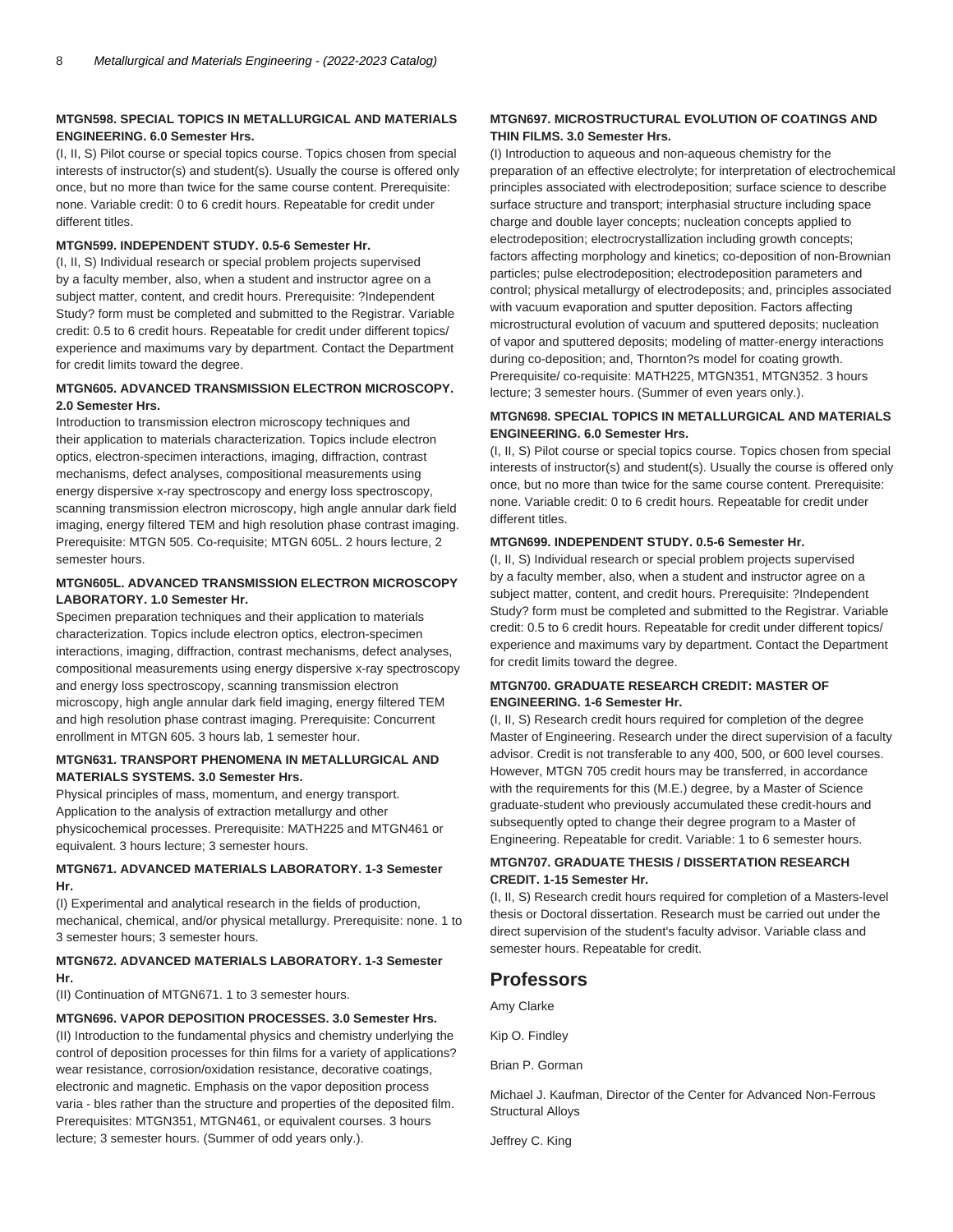**MTGN598. SPECIAL TOPICS IN METALLURGICAL AND MATERIALS ENGINEERING. 6.0 Semester Hrs.**

(I, II, S) Pilot course or special topics course. Topics chosen from special interests of instructor(s) and student(s). Usually the course is offered only once, but no more than twice for the same course content. Prerequisite: none. Variable credit: 0 to 6 credit hours. Repeatable for credit under different titles.

**MTGN599. INDEPENDENT STUDY. 0.5-6 Semester Hr.**

(I, II, S) Individual research or special problem projects supervised by a faculty member, also, when a student and instructor agree on a subject matter, content, and credit hours. Prerequisite: ?Independent Study? form must be completed and submitted to the Registrar. Variable credit: 0.5 to 6 credit hours. Repeatable for credit under different topics/ experience and maximums vary by department. Contact the Department for credit limits toward the degree.

**MTGN605. ADVANCED TRANSMISSION ELECTRON MICROSCOPY. 2.0 Semester Hrs.**

Introduction to transmission electron microscopy techniques and their application to materials characterization. Topics include electron optics, electron-specimen interactions, imaging, diffraction, contrast mechanisms, defect analyses, compositional measurements using energy dispersive x-ray spectroscopy and energy loss spectroscopy, scanning transmission electron microscopy, high angle annular dark field imaging, energy filtered TEM and high resolution phase contrast imaging. Prerequisite: MTGN 505. Co-requisite; MTGN 605L. 2 hours lecture, 2 semester hours.

**MTGN605L. ADVANCED TRANSMISSION ELECTRON MICROSCOPY LABORATORY. 1.0 Semester Hr.**

Specimen preparation techniques and their application to materials characterization. Topics include electron optics, electron-specimen interactions, imaging, diffraction, contrast mechanisms, defect analyses, compositional measurements using energy dispersive x-ray spectroscopy and energy loss spectroscopy, scanning transmission electron microscopy, high angle annular dark field imaging, energy filtered TEM and high resolution phase contrast imaging. Prerequisite: Concurrent enrollment in MTGN 605. 3 hours lab, 1 semester hour.

**MTGN631. TRANSPORT PHENOMENA IN METALLURGICAL AND MATERIALS SYSTEMS. 3.0 Semester Hrs.**

Physical principles of mass, momentum, and energy transport. Application to the analysis of extraction metallurgy and other physicochemical processes. Prerequisite: MATH225 and MTGN461 or equivalent. 3 hours lecture; 3 semester hours.

**MTGN671. ADVANCED MATERIALS LABORATORY. 1-3 Semester Hr.**

(I) Experimental and analytical research in the fields of production, mechanical, chemical, and/or physical metallurgy. Prerequisite: none. 1 to 3 semester hours; 3 semester hours.

**MTGN672. ADVANCED MATERIALS LABORATORY. 1-3 Semester Hr.**

(II) Continuation of MTGN671. 1 to 3 semester hours.

**MTGN696. VAPOR DEPOSITION PROCESSES. 3.0 Semester Hrs.**

(II) Introduction to the fundamental physics and chemistry underlying the control of deposition processes for thin films for a variety of applications? wear resistance, corrosion/oxidation resistance, decorative coatings, electronic and magnetic. Emphasis on the vapor deposition process varia - bles rather than the structure and properties of the deposited film. Prerequisites: MTGN351, MTGN461, or equivalent courses. 3 hours lecture; 3 semester hours. (Summer of odd years only.).

**MTGN697. MICROSTRUCTURAL EVOLUTION OF COATINGS AND THIN FILMS. 3.0 Semester Hrs.**

(I) Introduction to aqueous and non-aqueous chemistry for the preparation of an effective electrolyte; for interpretation of electrochemical principles associated with electrodeposition; surface science to describe surface structure and transport; interphasial structure including space charge and double layer concepts; nucleation concepts applied to electrodeposition; electrocrystallization including growth concepts; factors affecting morphology and kinetics; co-deposition of non-Brownian particles; pulse electrodeposition; electrodeposition parameters and control; physical metallurgy of electrodeposits; and, principles associated with vacuum evaporation and sputter deposition. Factors affecting microstructural evolution of vacuum and sputtered deposits; nucleation of vapor and sputtered deposits; modeling of matter-energy interactions during co-deposition; and, Thornton?s model for coating growth. Prerequisite/ co-requisite: MATH225, MTGN351, MTGN352. 3 hours lecture; 3 semester hours. (Summer of even years only.).

**MTGN698. SPECIAL TOPICS IN METALLURGICAL AND MATERIALS ENGINEERING. 6.0 Semester Hrs.**

(I, II, S) Pilot course or special topics course. Topics chosen from special interests of instructor(s) and student(s). Usually the course is offered only once, but no more than twice for the same course content. Prerequisite: none. Variable credit: 0 to 6 credit hours. Repeatable for credit under different titles.

**MTGN699. INDEPENDENT STUDY. 0.5-6 Semester Hr.**

(I, II, S) Individual research or special problem projects supervised by a faculty member, also, when a student and instructor agree on a subject matter, content, and credit hours. Prerequisite: ?Independent Study? form must be completed and submitted to the Registrar. Variable credit: 0.5 to 6 credit hours. Repeatable for credit under different topics/ experience and maximums vary by department. Contact the Department for credit limits toward the degree.

**MTGN700. GRADUATE RESEARCH CREDIT: MASTER OF ENGINEERING. 1-6 Semester Hr.**

(I, II, S) Research credit hours required for completion of the degree Master of Engineering. Research under the direct supervision of a faculty advisor. Credit is not transferable to any 400, 500, or 600 level courses. However, MTGN 705 credit hours may be transferred, in accordance with the requirements for this (M.E.) degree, by a Master of Science graduate-student who previously accumulated these credit-hours and subsequently opted to change their degree program to a Master of Engineering. Repeatable for credit. Variable: 1 to 6 semester hours.

**MTGN707. GRADUATE THESIS / DISSERTATION RESEARCH CREDIT. 1-15 Semester Hr.**

(I, II, S) Research credit hours required for completion of a Masters-level thesis or Doctoral dissertation. Research must be carried out under the direct supervision of the student's faculty advisor. Variable class and semester hours. Repeatable for credit.

## Professors

Amy Clarke

Kip O. Findley

Brian P. Gorman

Michael J. Kaufman, Director of the Center for Advanced Non-Ferrous Structural Alloys

Jeffrey C. King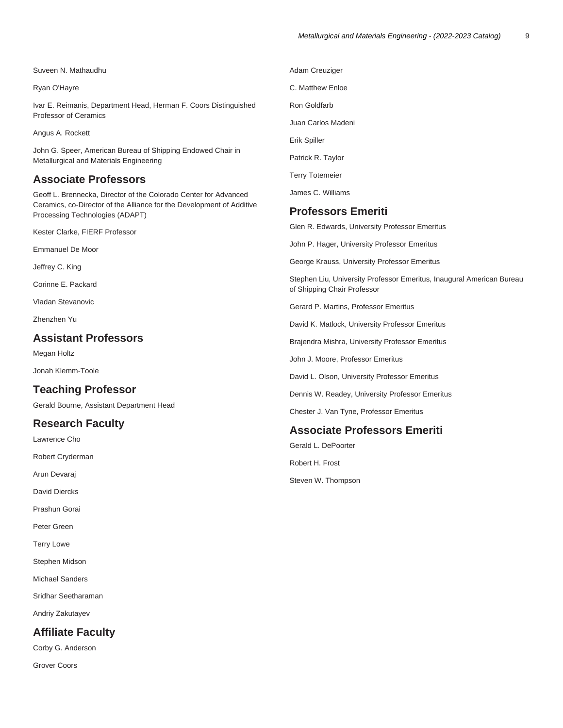Suveen N. Mathaudhu

Ryan O'Hayre

Ivar E. Reimanis, Department Head, Herman F. Coors Distinguished Professor of Ceramics

Angus A. Rockett

John G. Speer, American Bureau of Shipping Endowed Chair in Metallurgical and Materials Engineering

## Associate Professors

Geoff L. Brennecka, Director of the Colorado Center for Advanced Ceramics, co-Director of the Alliance for the Development of Additive Processing Technologies (ADAPT)

Kester Clarke, FIERF Professor

Emmanuel De Moor

Jeffrey C. King

Corinne E. Packard

Vladan Stevanovic

Zhenzhen Yu

## Assistant Professors

Megan Holtz

Jonah Klemm-Toole

## Teaching Professor

Gerald Bourne, Assistant Department Head

## Research Faculty

Lawrence Cho

Robert Cryderman

Arun Devaraj

David Diercks

Prashun Gorai

Peter Green

Terry Lowe

Stephen Midson

Michael Sanders

Sridhar Seetharaman

Andriy Zakutayev

## Affiliate Faculty

Corby G. Anderson

Grover Coors

Adam Creuziger

C. Matthew Enloe

Ron Goldfarb

Juan Carlos Madeni

Erik Spiller

Patrick R. Taylor

Terry Totemeier

James C. Williams

## Professors Emeriti

Glen R. Edwards, University Professor Emeritus

John P. Hager, University Professor Emeritus

George Krauss, University Professor Emeritus

Stephen Liu, University Professor Emeritus, Inaugural American Bureau of Shipping Chair Professor

Gerard P. Martins, Professor Emeritus

David K. Matlock, University Professor Emeritus

Brajendra Mishra, University Professor Emeritus

John J. Moore, Professor Emeritus

David L. Olson, University Professor Emeritus

Dennis W. Readey, University Professor Emeritus

Chester J. Van Tyne, Professor Emeritus

## Associate Professors Emeriti

Gerald L. DePoorter

Robert H. Frost

Steven W. Thompson